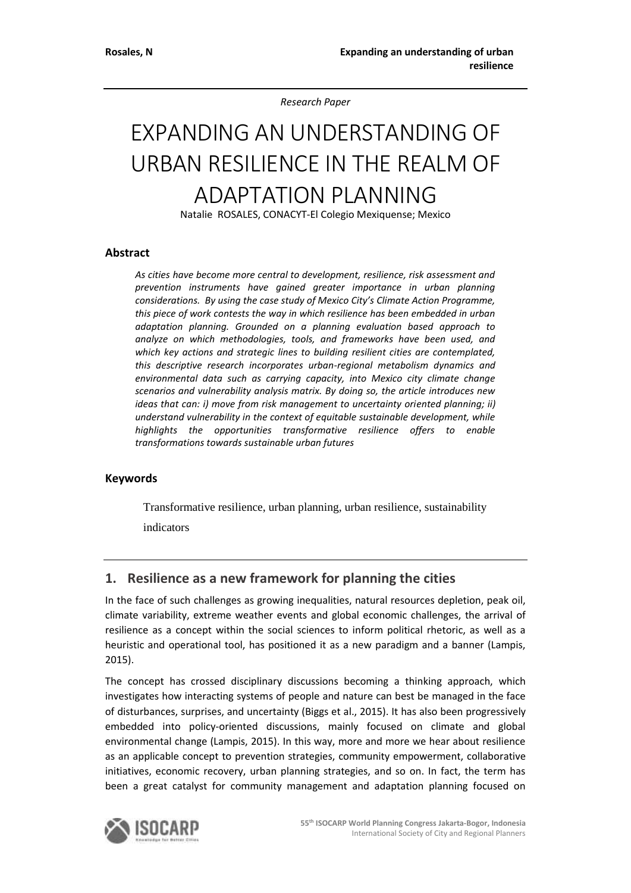*Research Paper*

# EXPANDING AN UNDERSTANDING OF URBAN RESILIENCE IN THE REALM OF ADAPTATION PLANNING

Natalie ROSALES, CONACYT-El Colegio Mexiquense; Mexico

## Abstract

*As cities have become more central to development, resilience, risk assessment and prevention instruments have gained greater importance in urban planning considerations. By using the case study of Mexico City's Climate Action Programme, this piece of work contests the way in which resilience has been embedded in urban adaptation planning. Grounded on a planning evaluation based approach to analyze on which methodologies, tools, and frameworks have been used, and which key actions and strategic lines to building resilient cities are contemplated, this descriptive research incorporates urban-regional metabolism dynamics and environmental data such as carrying capacity, into Mexico city climate change scenarios and vulnerability analysis matrix. By doing so, the article introduces new ideas that can: i) move from risk management to uncertainty oriented planning; ii) understand vulnerability in the context of equitable sustainable development, while highlights the opportunities transformative resilience offers to enable transformations towards sustainable urban futures*

## Keywords

Transformative resilience, urban planning, urban resilience, sustainability indicators

## 1. Resilience as a new framework for planning the cities

In the face of such challenges as growing inequalities, natural resources depletion, peak oil, climate variability, extreme weather events and global economic challenges, the arrival of resilience as a concept within the social sciences to inform political rhetoric, as well as a heuristic and operational tool, has positioned it as a new paradigm and a banner (Lampis, 2015).

The concept has crossed disciplinary discussions becoming a thinking approach, which investigates how interacting systems of people and nature can best be managed in the face of disturbances, surprises, and uncertainty (Biggs et al., 2015). It has also been progressively embedded into policy-oriented discussions, mainly focused on climate and global environmental change (Lampis, 2015). In this way, more and more we hear about resilience as an applicable concept to prevention strategies, community empowerment, collaborative initiatives, economic recovery, urban planning strategies, and so on. In fact, the term has been a great catalyst for community management and adaptation planning focused on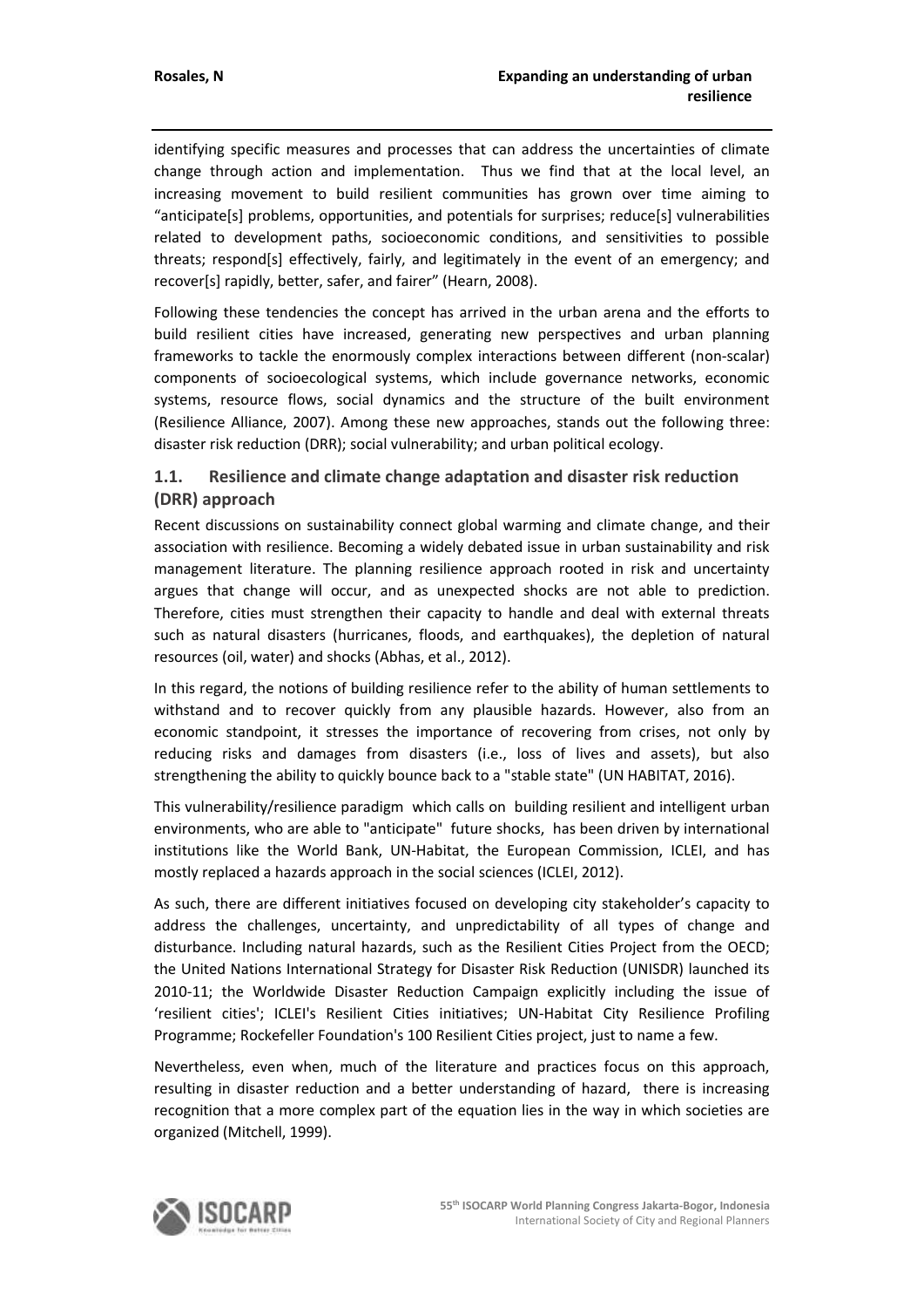identifying specific measures and processes that can address the uncertainties of climate change through action and implementation. Thus we find that at the local level, an increasing movement to build resilient communities has grown over time aiming to "anticipate[s] problems, opportunities, and potentials for surprises; reduce[s] vulnerabilities related to development paths, socioeconomic conditions, and sensitivities to possible threats; respond[s] effectively, fairly, and legitimately in the event of an emergency; and recover[s] rapidly, better, safer, and fairer" (Hearn, 2008).

Following these tendencies the concept has arrived in the urban arena and the efforts to build resilient cities have increased, generating new perspectives and urban planning frameworks to tackle the enormously complex interactions between different (non-scalar) components of socioecological systems, which include governance networks, economic systems, resource flows, social dynamics and the structure of the built environment (Resilience Alliance, 2007). Among these new approaches, stands out the following three: disaster risk reduction (DRR); social vulnerability; and urban political ecology.

### 1.1. Resilience and climate change adaptation and disaster risk reduction (DRR) approach

Recent discussions on sustainability connect global warming and climate change, and their association with resilience. Becoming a widely debated issue in urban sustainability and risk management literature. The planning resilience approach rooted in risk and uncertainty argues that change will occur, and as unexpected shocks are not able to prediction. Therefore, cities must strengthen their capacity to handle and deal with external threats such as natural disasters (hurricanes, floods, and earthquakes), the depletion of natural resources (oil, water) and shocks (Abhas, et al., 2012).

In this regard, the notions of building resilience refer to the ability of human settlements to withstand and to recover quickly from any plausible hazards. However, also from an economic standpoint, it stresses the importance of recovering from crises, not only by reducing risks and damages from disasters (i.e., loss of lives and assets), but also strengthening the ability to quickly bounce back to a "stable state" (UN HABITAT, 2016).

This vulnerability/resilience paradigm which calls on building resilient and intelligent urban environments, who are able to "anticipate" future shocks, has been driven by international institutions like the World Bank, UN-Habitat, the European Commission, ICLEI, and has mostly replaced a hazards approach in the social sciences (ICLEI, 2012).

As such, there are different initiatives focused on developing city stakeholder's capacity to address the challenges, uncertainty, and unpredictability of all types of change and disturbance. Including natural hazards, such as the Resilient Cities Project from the OECD; the United Nations International Strategy for Disaster Risk Reduction (UNISDR) launched its 2010-11; the Worldwide Disaster Reduction Campaign explicitly including the issue of 'resilient cities'; ICLEI's Resilient Cities initiatives; UN-Habitat City Resilience Profiling Programme; Rockefeller Foundation's 100 Resilient Cities project, just to name a few.

Nevertheless, even when, much of the literature and practices focus on this approach, resulting in disaster reduction and a better understanding of hazard, there is increasing recognition that a more complex part of the equation lies in the way in which societies are organized (Mitchell, 1999).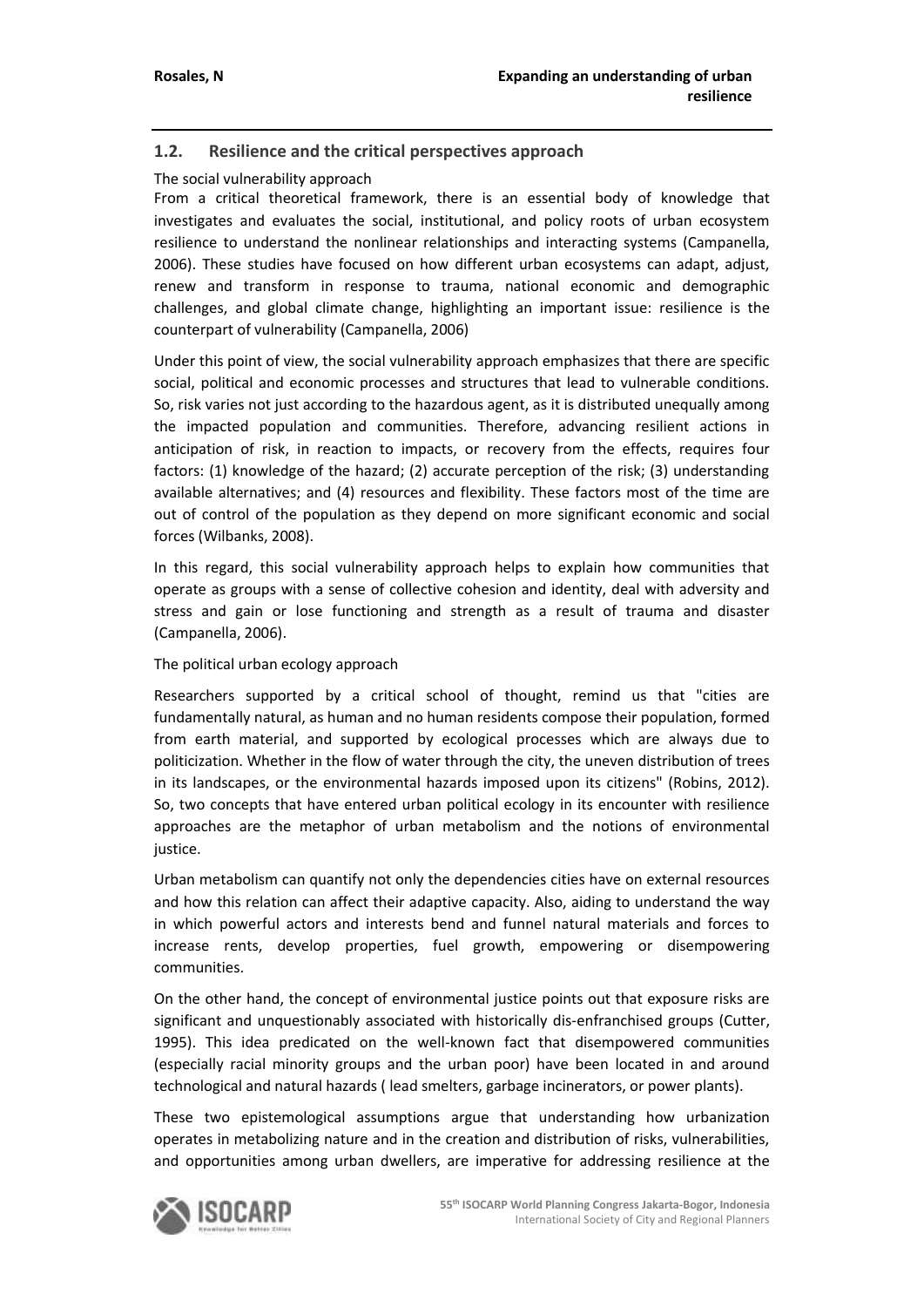## 1.2. Resilience and the critical perspectives approach

The social vulnerability approach

From a critical theoretical framework, there is an essential body of knowledge that investigates and evaluates the social, institutional, and policy roots of urban ecosystem resilience to understand the nonlinear relationships and interacting systems (Campanella, 2006). These studies have focused on how different urban ecosystems can adapt, adjust, renew and transform in response to trauma, national economic and demographic challenges, and global climate change, highlighting an important issue: resilience is the counterpart of vulnerability (Campanella, 2006)

Under this point of view, the social vulnerability approach emphasizes that there are specific social, political and economic processes and structures that lead to vulnerable conditions. So, risk varies not just according to the hazardous agent, as it is distributed unequally among the impacted population and communities. Therefore, advancing resilient actions in anticipation of risk, in reaction to impacts, or recovery from the effects, requires four factors: (1) knowledge of the hazard; (2) accurate perception of the risk; (3) understanding available alternatives; and (4) resources and flexibility. These factors most of the time are out of control of the population as they depend on more significant economic and social forces (Wilbanks, 2008).

In this regard, this social vulnerability approach helps to explain how communities that operate as groups with a sense of collective cohesion and identity, deal with adversity and stress and gain or lose functioning and strength as a result of trauma and disaster (Campanella, 2006).

The political urban ecology approach

Researchers supported by a critical school of thought, remind us that "cities are fundamentally natural, as human and no human residents compose their population, formed from earth material, and supported by ecological processes which are always due to politicization. Whether in the flow of water through the city, the uneven distribution of trees in its landscapes, or the environmental hazards imposed upon its citizens" (Robins, 2012). So, two concepts that have entered urban political ecology in its encounter with resilience approaches are the metaphor of urban metabolism and the notions of environmental justice.

Urban metabolism can quantify not only the dependencies cities have on external resources and how this relation can affect their adaptive capacity. Also, aiding to understand the way in which powerful actors and interests bend and funnel natural materials and forces to increase rents, develop properties, fuel growth, empowering or disempowering communities.

On the other hand, the concept of environmental justice points out that exposure risks are significant and unquestionably associated with historically dis-enfranchised groups (Cutter, 1995). This idea predicated on the well-known fact that disempowered communities (especially racial minority groups and the urban poor) have been located in and around technological and natural hazards ( lead smelters, garbage incinerators, or power plants).

These two epistemological assumptions argue that understanding how urbanization operates in metabolizing nature and in the creation and distribution of risks, vulnerabilities, and opportunities among urban dwellers, are imperative for addressing resilience at the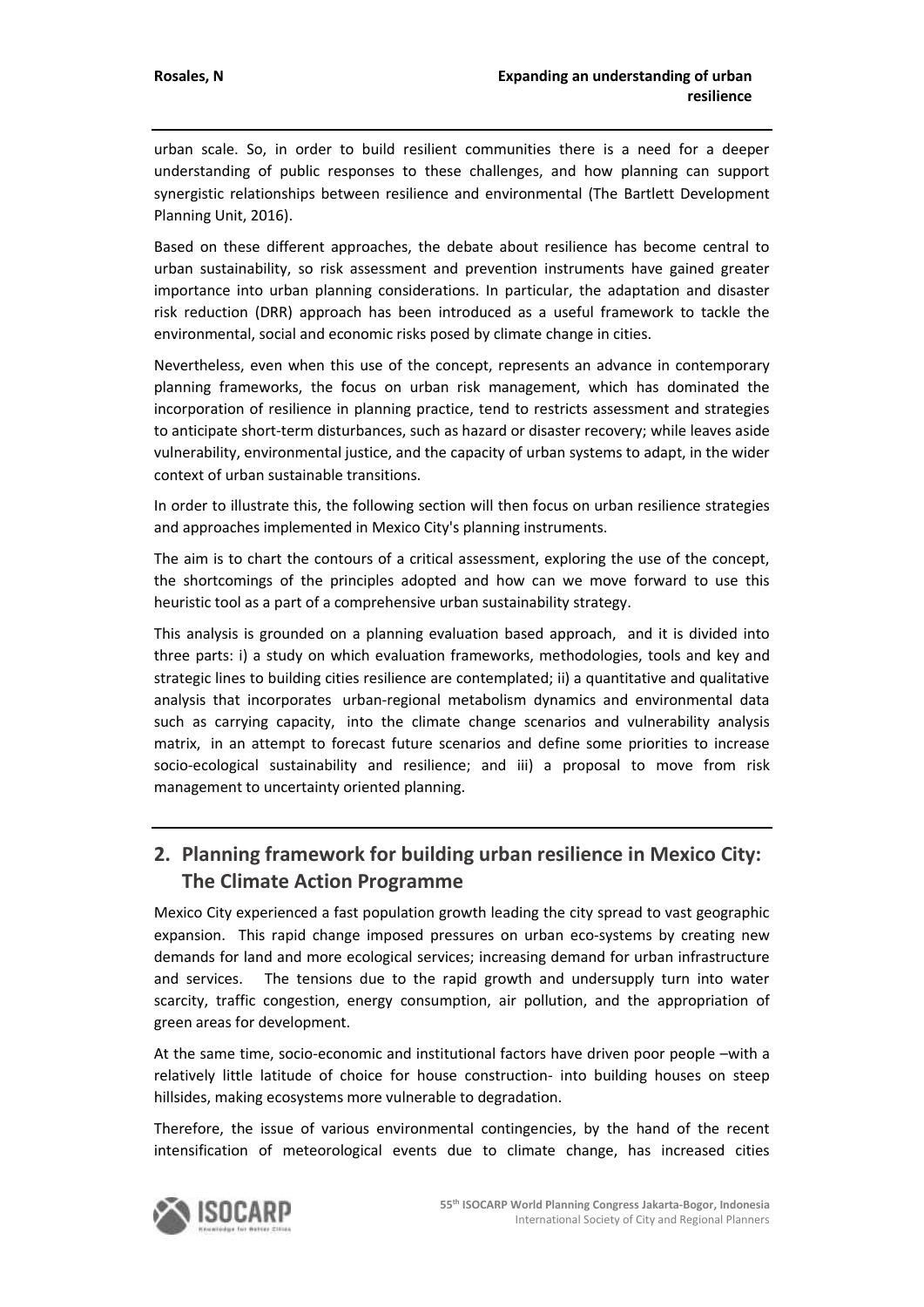urban scale. So, in order to build resilient communities there is a need for a deeper understanding of public responses to these challenges, and how planning can support synergistic relationships between resilience and environmental (The Bartlett Development Planning Unit, 2016).

Based on these different approaches, the debate about resilience has become central to urban sustainability, so risk assessment and prevention instruments have gained greater importance into urban planning considerations. In particular, the adaptation and disaster risk reduction (DRR) approach has been introduced as a useful framework to tackle the environmental, social and economic risks posed by climate change in cities.

Nevertheless, even when this use of the concept, represents an advance in contemporary planning frameworks, the focus on urban risk management, which has dominated the incorporation of resilience in planning practice, tend to restricts assessment and strategies to anticipate short-term disturbances, such as hazard or disaster recovery; while leaves aside vulnerability, environmental justice, and the capacity of urban systems to adapt, in the wider context of urban sustainable transitions.

In order to illustrate this, the following section will then focus on urban resilience strategies and approaches implemented in Mexico City's planning instruments.

The aim is to chart the contours of a critical assessment, exploring the use of the concept, the shortcomings of the principles adopted and how can we move forward to use this heuristic tool as a part of a comprehensive urban sustainability strategy.

This analysis is grounded on a planning evaluation based approach, and it is divided into three parts: i) a study on which evaluation frameworks, methodologies, tools and key and strategic lines to building cities resilience are contemplated; ii) a quantitative and qualitative analysis that incorporates urban-regional metabolism dynamics and environmental data such as carrying capacity, into the climate change scenarios and vulnerability analysis matrix, in an attempt to forecast future scenarios and define some priorities to increase socio-ecological sustainability and resilience; and iii) a proposal to move from risk management to uncertainty oriented planning.

## 2. Planning framework for building urban resilience in Mexico City: The Climate Action Programme

Mexico City experienced a fast population growth leading the city spread to vast geographic expansion. This rapid change imposed pressures on urban eco-systems by creating new demands for land and more ecological services; increasing demand for urban infrastructure and services. The tensions due to the rapid growth and undersupply turn into water scarcity, traffic congestion, energy consumption, air pollution, and the appropriation of green areas for development.

At the same time, socio-economic and institutional factors have driven poor people –with a relatively little latitude of choice for house construction- into building houses on steep hillsides, making ecosystems more vulnerable to degradation.

Therefore, the issue of various environmental contingencies, by the hand of the recent intensification of meteorological events due to climate change, has increased cities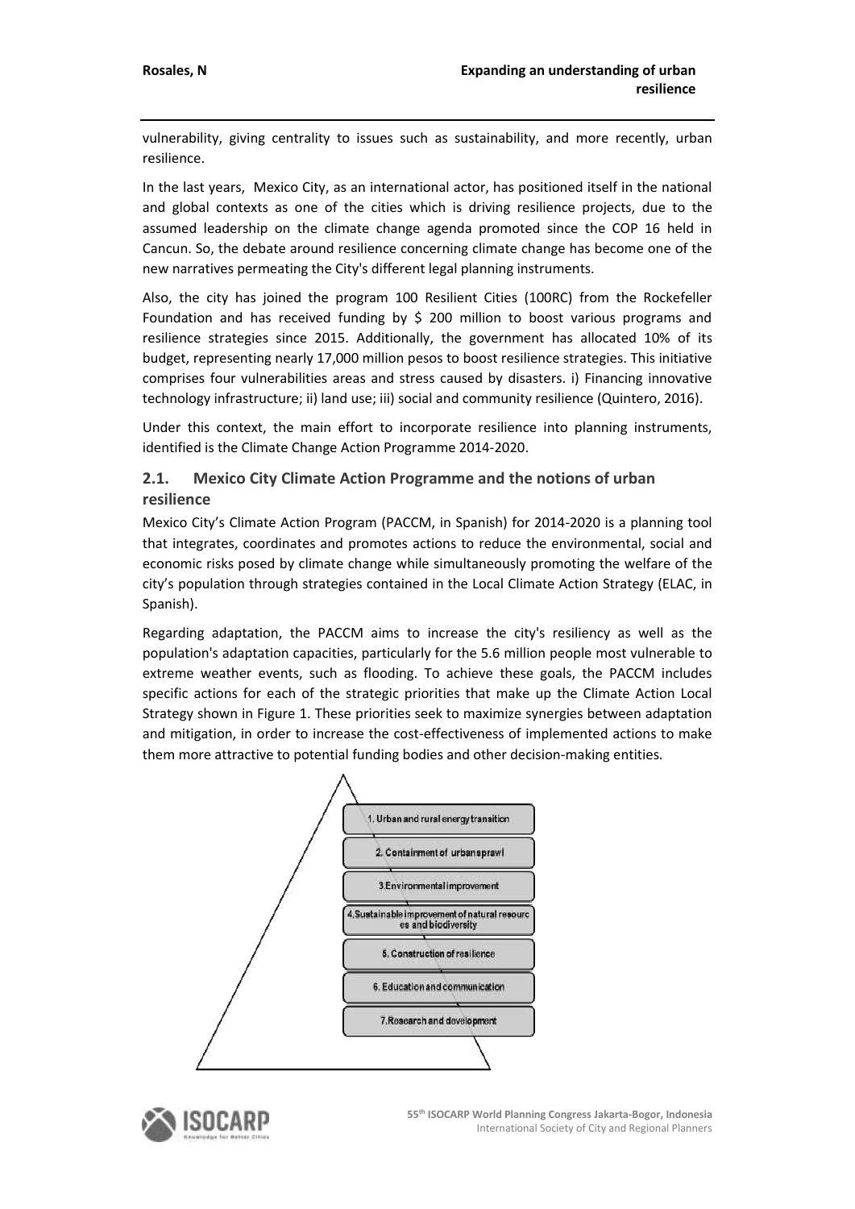vulnerability, giving centrality to issues such as sustainability, and more recently, urban resilience.

In the last years, Mexico City, as an international actor, has positioned itself in the national and global contexts as one of the cities which is driving resilience projects, due to the assumed leadership on the climate change agenda promoted since the COP 16 held in Cancun. So, the debate around resilience concerning climate change has become one of the new narratives permeating the City's different legal planning instruments.

Also, the city has joined the program 100 Resilient Cities (100RC) from the Rockefeller Foundation and has received funding by $ 200 million to boost various programs and resilience strategies since 2015. Additionally, the government has allocated 10% of its budget, representing nearly 17,000 million pesos to boost resilience strategies. This initiative comprises four vulnerabilities areas and stress caused by disasters. i) Financing innovative technology infrastructure; ii) land use; iii) social and community resilience (Quintero, 2016).

Under this context, the main effort to incorporate resilience into planning instruments, identified is the Climate Change Action Programme 2014-2020.

## 2.1. Mexico City Climate Action Programme and the notions of urban resilience

Mexico City's Climate Action Program (PACCM, in Spanish) for 2014-2020 is a planning tool that integrates, coordinates and promotes actions to reduce the environmental, social and economic risks posed by climate change while simultaneously promoting the welfare of the city's population through strategies contained in the Local Climate Action Strategy (ELAC, in Spanish).

Regarding adaptation, the PACCM aims to increase the city's resiliency as well as the population's adaptation capacities, particularly for the 5.6 million people most vulnerable to extreme weather events, such as flooding. To achieve these goals, the PACCM includes specific actions for each of the strategic priorities that make up the Climate Action Local Strategy shown in Figure 1. These priorities seek to maximize synergies between adaptation and mitigation, in order to increase the cost-effectiveness of implemented actions to make them more attractive to potential funding bodies and other decision-making entities.

1. Urban and rural energy transition
2. Containment of urban sprawl
3. Environmental improvement
4. Sustainable improvement of natural resources and biodiversity
5. Construction of resilience
6. Education and communication
7. Research and development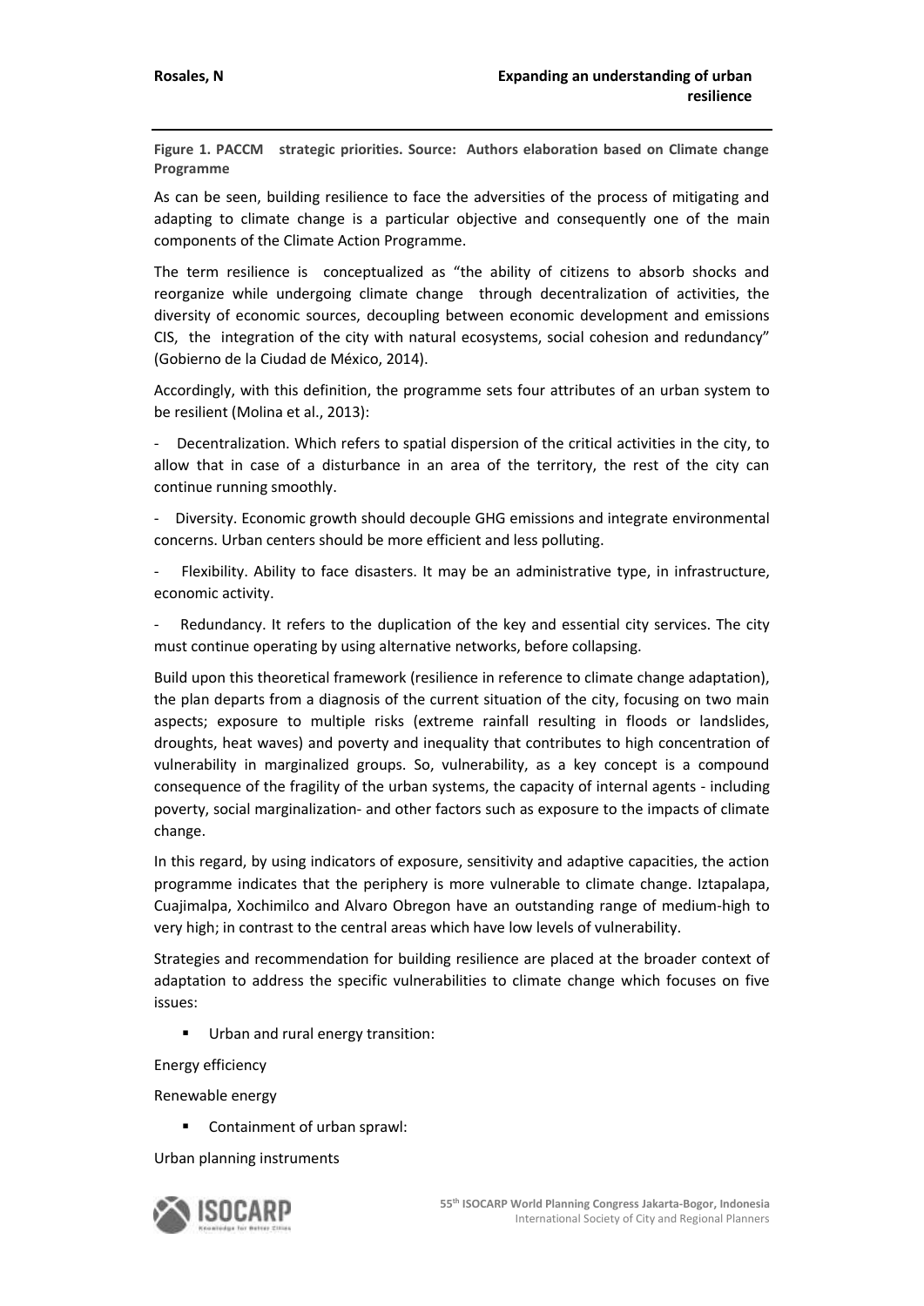**Figure 1. PACCM strategic priorities. Source: Authors elaboration based on Climate change Programme**

As can be seen, building resilience to face the adversities of the process of mitigating and adapting to climate change is a particular objective and consequently one of the main components of the Climate Action Programme.

The term resilience is conceptualized as "the ability of citizens to absorb shocks and reorganize while undergoing climate change through decentralization of activities, the diversity of economic sources, decoupling between economic development and emissions CIS, the integration of the city with natural ecosystems, social cohesion and redundancy" (Gobierno de la Ciudad de México, 2014).

Accordingly, with this definition, the programme sets four attributes of an urban system to be resilient (Molina et al., 2013):

- Decentralization. Which refers to spatial dispersion of the critical activities in the city, to allow that in case of a disturbance in an area of the territory, the rest of the city can continue running smoothly.
- Diversity. Economic growth should decouple GHG emissions and integrate environmental concerns. Urban centers should be more efficient and less polluting.
- Flexibility. Ability to face disasters. It may be an administrative type, in infrastructure, economic activity.
- Redundancy. It refers to the duplication of the key and essential city services. The city must continue operating by using alternative networks, before collapsing.

Build upon this theoretical framework (resilience in reference to climate change adaptation), the plan departs from a diagnosis of the current situation of the city, focusing on two main aspects; exposure to multiple risks (extreme rainfall resulting in floods or landslides, droughts, heat waves) and poverty and inequality that contributes to high concentration of vulnerability in marginalized groups. So, vulnerability, as a key concept is a compound consequence of the fragility of the urban systems, the capacity of internal agents - including poverty, social marginalization- and other factors such as exposure to the impacts of climate change.

In this regard, by using indicators of exposure, sensitivity and adaptive capacities, the action programme indicates that the periphery is more vulnerable to climate change. Iztapalapa, Cuajimalpa, Xochimilco and Alvaro Obregon have an outstanding range of medium-high to very high; in contrast to the central areas which have low levels of vulnerability.

Strategies and recommendation for building resilience are placed at the broader context of adaptation to address the specific vulnerabilities to climate change which focuses on five issues:

- Urban and rural energy transition:

Energy efficiency

Renewable energy

- Containment of urban sprawl:

Urban planning instruments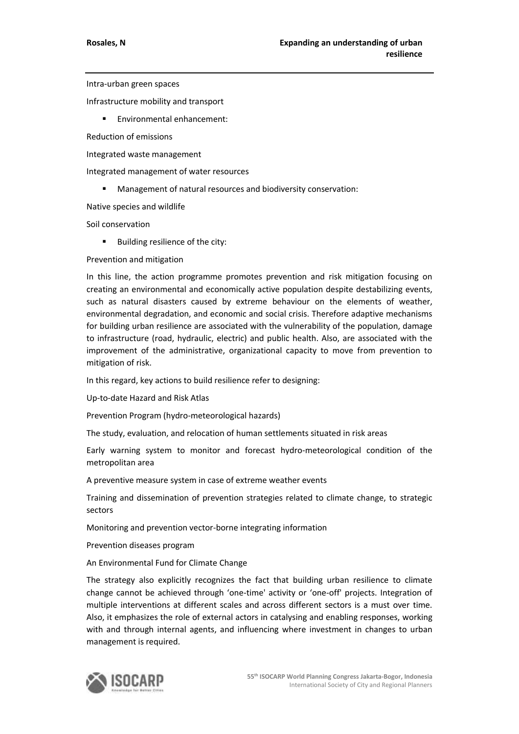Intra-urban green spaces

Infrastructure mobility and transport

- Environmental enhancement:

Reduction of emissions

Integrated waste management

Integrated management of water resources

- Management of natural resources and biodiversity conservation:

Native species and wildlife

Soil conservation

- Building resilience of the city:

Prevention and mitigation

In this line, the action programme promotes prevention and risk mitigation focusing on creating an environmental and economically active population despite destabilizing events, such as natural disasters caused by extreme behaviour on the elements of weather, environmental degradation, and economic and social crisis. Therefore adaptive mechanisms for building urban resilience are associated with the vulnerability of the population, damage to infrastructure (road, hydraulic, electric) and public health. Also, are associated with the improvement of the administrative, organizational capacity to move from prevention to mitigation of risk.

In this regard, key actions to build resilience refer to designing:

Up-to-date Hazard and Risk Atlas

Prevention Program (hydro-meteorological hazards)

The study, evaluation, and relocation of human settlements situated in risk areas

Early warning system to monitor and forecast hydro-meteorological condition of the metropolitan area

A preventive measure system in case of extreme weather events

Training and dissemination of prevention strategies related to climate change, to strategic sectors

Monitoring and prevention vector-borne integrating information

Prevention diseases program

An Environmental Fund for Climate Change

The strategy also explicitly recognizes the fact that building urban resilience to climate change cannot be achieved through 'one-time' activity or 'one-off' projects. Integration of multiple interventions at different scales and across different sectors is a must over time. Also, it emphasizes the role of external actors in catalysing and enabling responses, working with and through internal agents, and influencing where investment in changes to urban management is required.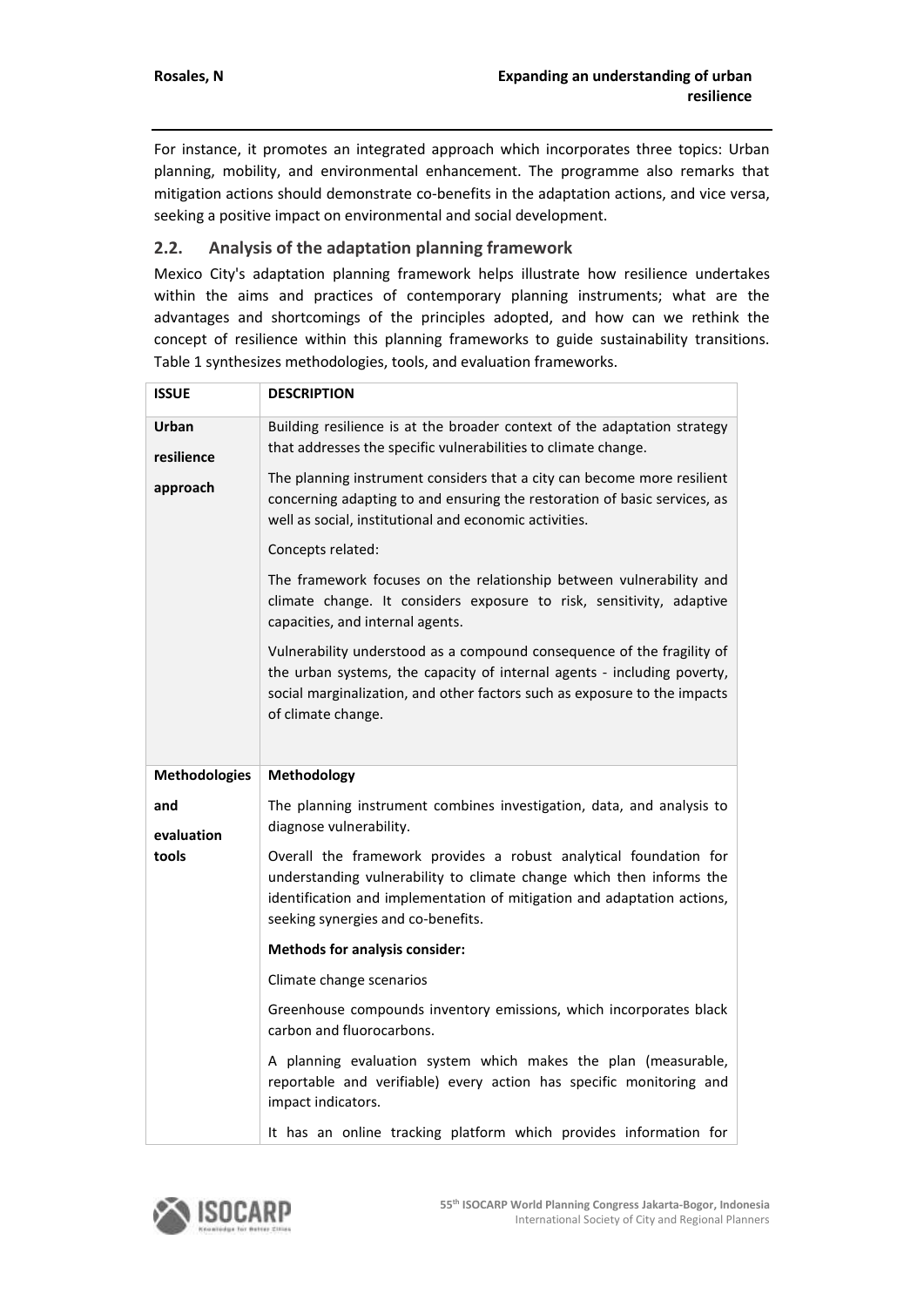For instance, it promotes an integrated approach which incorporates three topics: Urban planning, mobility, and environmental enhancement. The programme also remarks that mitigation actions should demonstrate co-benefits in the adaptation actions, and vice versa, seeking a positive impact on environmental and social development.

### 2.2. Analysis of the adaptation planning framework

Mexico City's adaptation planning framework helps illustrate how resilience undertakes within the aims and practices of contemporary planning instruments; what are the advantages and shortcomings of the principles adopted, and how can we rethink the concept of resilience within this planning frameworks to guide sustainability transitions. Table 1 synthesizes methodologies, tools, and evaluation frameworks.

| ISSUE | DESCRIPTION |
|---|---|
| **Urban resilience approach** | Building resilience is at the broader context of the adaptation strategy that addresses the specific vulnerabilities to climate change.<br><br>The planning instrument considers that a city can become more resilient concerning adapting to and ensuring the restoration of basic services, as well as social, institutional and economic activities.<br><br>Concepts related:<br><br>The framework focuses on the relationship between vulnerability and climate change. It considers exposure to risk, sensitivity, adaptive capacities, and internal agents.<br><br>Vulnerability understood as a compound consequence of the fragility of the urban systems, the capacity of internal agents - including poverty, social marginalization, and other factors such as exposure to the impacts of climate change. |
| **Methodologies and evaluation tools** | **Methodology**<br><br>The planning instrument combines investigation, data, and analysis to diagnose vulnerability.<br><br>Overall the framework provides a robust analytical foundation for understanding vulnerability to climate change which then informs the identification and implementation of mitigation and adaptation actions, seeking synergies and co-benefits.<br><br>**Methods for analysis consider:**<br><br>Climate change scenarios<br><br>Greenhouse compounds inventory emissions, which incorporates black carbon and fluorocarbons.<br><br>A planning evaluation system which makes the plan (measurable, reportable and verifiable) every action has specific monitoring and impact indicators.<br><br>It has an online tracking platform which provides information for |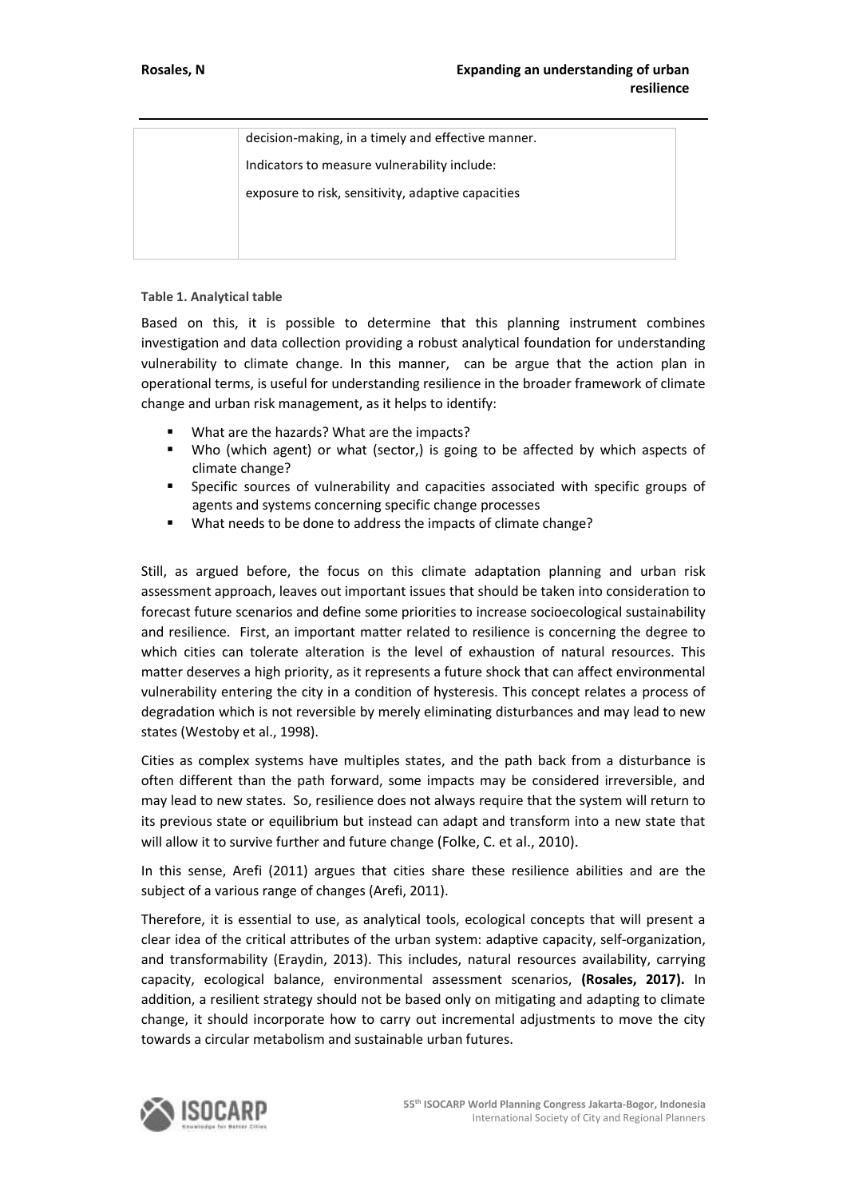| | |
|---|---|
| | decision-making, in a timely and effective manner.<br><br>Indicators to measure vulnerability include:<br><br>exposure to risk, sensitivity, adaptive capacities |

**Table 1. Analytical table**

Based on this, it is possible to determine that this planning instrument combines investigation and data collection providing a robust analytical foundation for understanding vulnerability to climate change. In this manner, can be argue that the action plan in operational terms, is useful for understanding resilience in the broader framework of climate change and urban risk management, as it helps to identify:

- What are the hazards? What are the impacts?
- Who (which agent) or what (sector,) is going to be affected by which aspects of climate change?
- Specific sources of vulnerability and capacities associated with specific groups of agents and systems concerning specific change processes
- What needs to be done to address the impacts of climate change?

Still, as argued before, the focus on this climate adaptation planning and urban risk assessment approach, leaves out important issues that should be taken into consideration to forecast future scenarios and define some priorities to increase socioecological sustainability and resilience. First, an important matter related to resilience is concerning the degree to which cities can tolerate alteration is the level of exhaustion of natural resources. This matter deserves a high priority, as it represents a future shock that can affect environmental vulnerability entering the city in a condition of hysteresis. This concept relates a process of degradation which is not reversible by merely eliminating disturbances and may lead to new states (Westoby et al., 1998).

Cities as complex systems have multiples states, and the path back from a disturbance is often different than the path forward, some impacts may be considered irreversible, and may lead to new states. So, resilience does not always require that the system will return to its previous state or equilibrium but instead can adapt and transform into a new state that will allow it to survive further and future change (Folke, C. et al., 2010).

In this sense, Arefi (2011) argues that cities share these resilience abilities and are the subject of a various range of changes (Arefi, 2011).

Therefore, it is essential to use, as analytical tools, ecological concepts that will present a clear idea of the critical attributes of the urban system: adaptive capacity, self-organization, and transformability (Eraydin, 2013). This includes, natural resources availability, carrying capacity, ecological balance, environmental assessment scenarios, **(Rosales, 2017).** In addition, a resilient strategy should not be based only on mitigating and adapting to climate change, it should incorporate how to carry out incremental adjustments to move the city towards a circular metabolism and sustainable urban futures.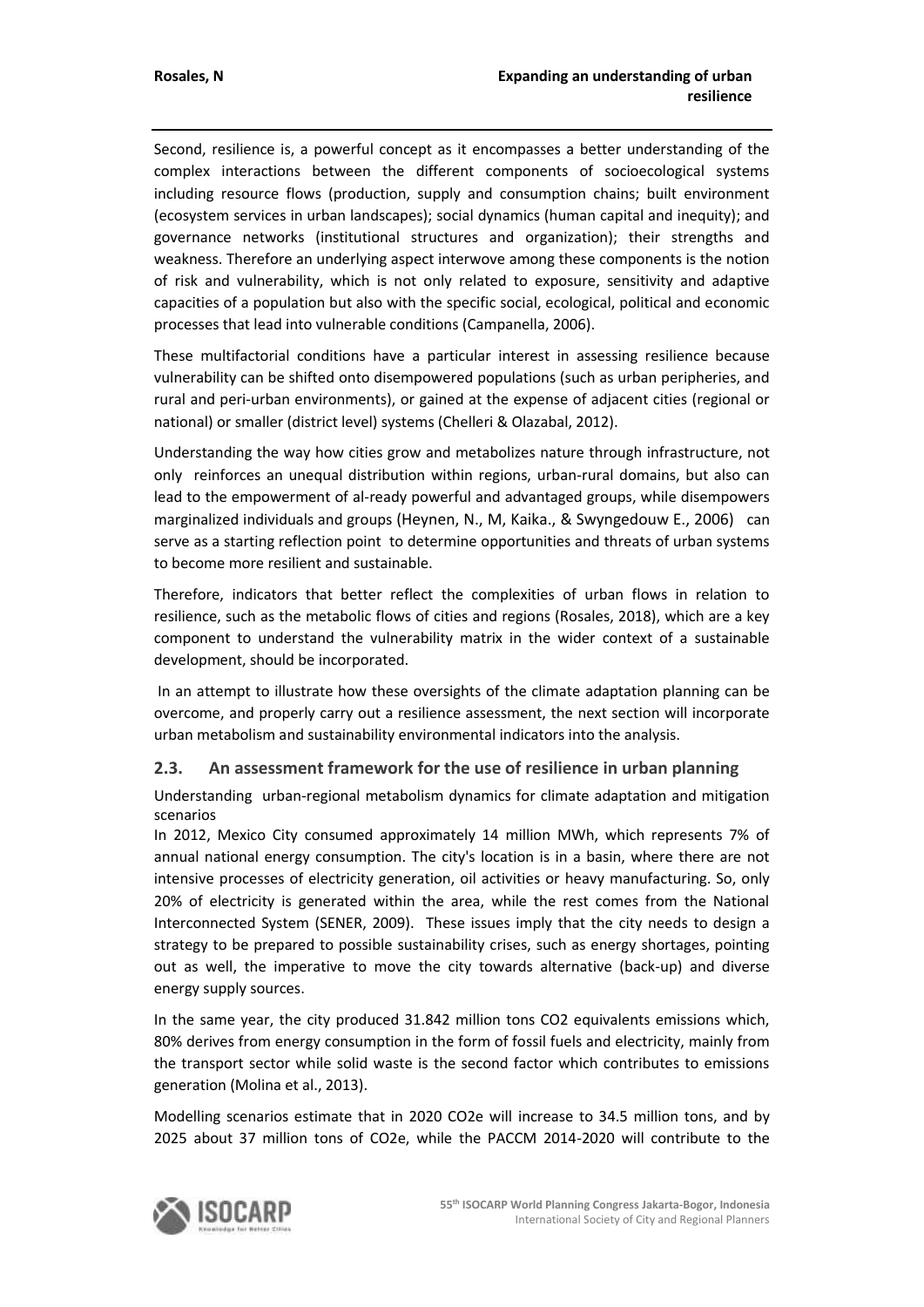Second, resilience is, a powerful concept as it encompasses a better understanding of the complex interactions between the different components of socioecological systems including resource flows (production, supply and consumption chains; built environment (ecosystem services in urban landscapes); social dynamics (human capital and inequity); and governance networks (institutional structures and organization); their strengths and weakness. Therefore an underlying aspect interwove among these components is the notion of risk and vulnerability, which is not only related to exposure, sensitivity and adaptive capacities of a population but also with the specific social, ecological, political and economic processes that lead into vulnerable conditions (Campanella, 2006).

These multifactorial conditions have a particular interest in assessing resilience because vulnerability can be shifted onto disempowered populations (such as urban peripheries, and rural and peri-urban environments), or gained at the expense of adjacent cities (regional or national) or smaller (district level) systems (Chelleri & Olazabal, 2012).

Understanding the way how cities grow and metabolizes nature through infrastructure, not only reinforces an unequal distribution within regions, urban-rural domains, but also can lead to the empowerment of al-ready powerful and advantaged groups, while disempowers marginalized individuals and groups (Heynen, N., M, Kaika., & Swyngedouw E., 2006) can serve as a starting reflection point to determine opportunities and threats of urban systems to become more resilient and sustainable.

Therefore, indicators that better reflect the complexities of urban flows in relation to resilience, such as the metabolic flows of cities and regions (Rosales, 2018), which are a key component to understand the vulnerability matrix in the wider context of a sustainable development, should be incorporated.

In an attempt to illustrate how these oversights of the climate adaptation planning can be overcome, and properly carry out a resilience assessment, the next section will incorporate urban metabolism and sustainability environmental indicators into the analysis.

### 2.3. An assessment framework for the use of resilience in urban planning

Understanding urban-regional metabolism dynamics for climate adaptation and mitigation scenarios

In 2012, Mexico City consumed approximately 14 million MWh, which represents 7% of annual national energy consumption. The city's location is in a basin, where there are not intensive processes of electricity generation, oil activities or heavy manufacturing. So, only 20% of electricity is generated within the area, while the rest comes from the National Interconnected System (SENER, 2009). These issues imply that the city needs to design a strategy to be prepared to possible sustainability crises, such as energy shortages, pointing out as well, the imperative to move the city towards alternative (back-up) and diverse energy supply sources.

In the same year, the city produced 31.842 million tons $CO_2$ equivalents emissions which, 80% derives from energy consumption in the form of fossil fuels and electricity, mainly from the transport sector while solid waste is the second factor which contributes to emissions generation (Molina et al., 2013).

Modelling scenarios estimate that in 2020 $CO_2e$ will increase to 34.5 million tons, and by 2025 about 37 million tons of $CO_2e$, while the PACCM 2014-2020 will contribute to the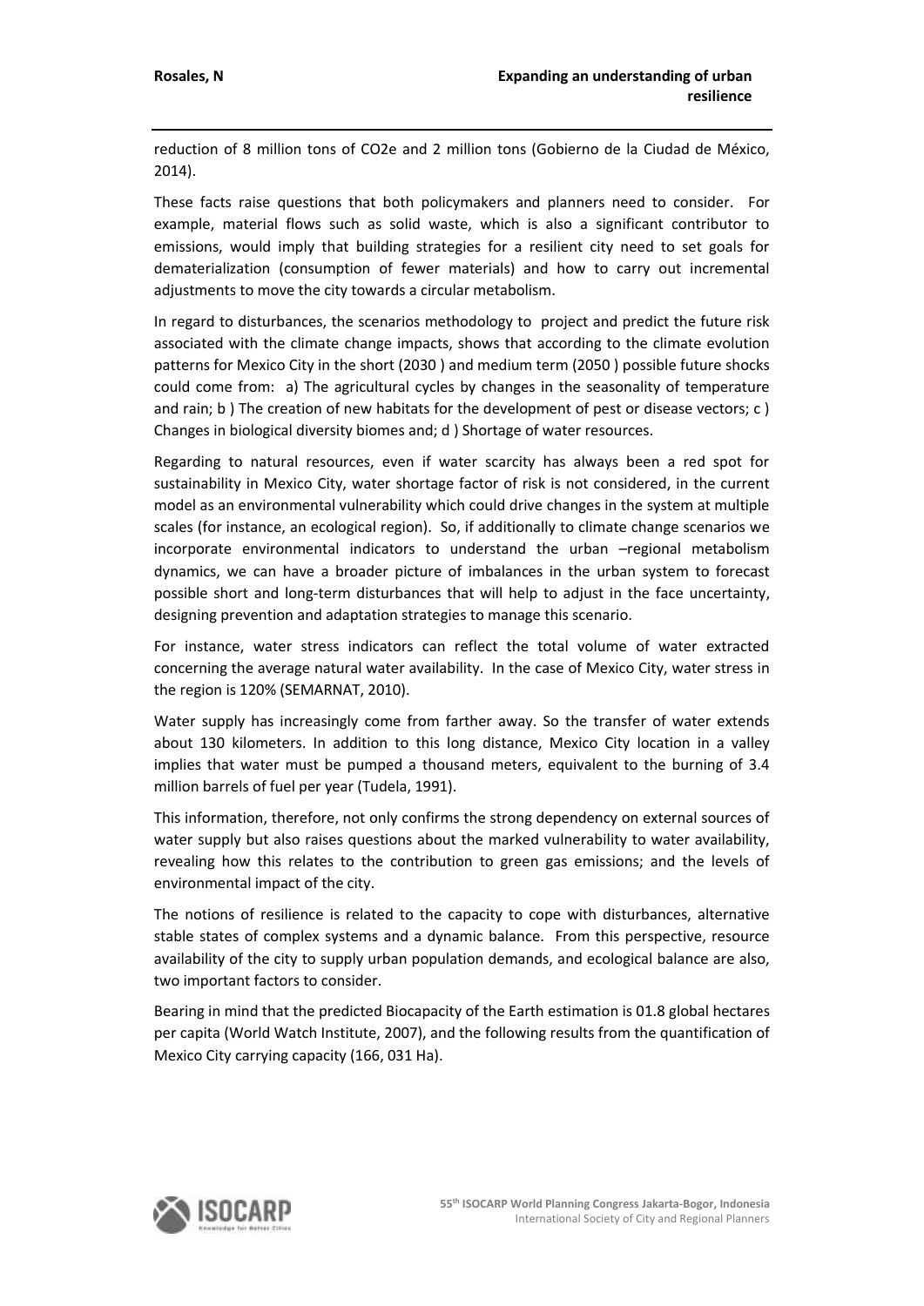reduction of 8 million tons of CO2e and 2 million tons (Gobierno de la Ciudad de México, 2014).

These facts raise questions that both policymakers and planners need to consider. For example, material flows such as solid waste, which is also a significant contributor to emissions, would imply that building strategies for a resilient city need to set goals for dematerialization (consumption of fewer materials) and how to carry out incremental adjustments to move the city towards a circular metabolism.

In regard to disturbances, the scenarios methodology to project and predict the future risk associated with the climate change impacts, shows that according to the climate evolution patterns for Mexico City in the short (2030 ) and medium term (2050 ) possible future shocks could come from: a) The agricultural cycles by changes in the seasonality of temperature and rain; b ) The creation of new habitats for the development of pest or disease vectors; c ) Changes in biological diversity biomes and; d ) Shortage of water resources.

Regarding to natural resources, even if water scarcity has always been a red spot for sustainability in Mexico City, water shortage factor of risk is not considered, in the current model as an environmental vulnerability which could drive changes in the system at multiple scales (for instance, an ecological region). So, if additionally to climate change scenarios we incorporate environmental indicators to understand the urban –regional metabolism dynamics, we can have a broader picture of imbalances in the urban system to forecast possible short and long-term disturbances that will help to adjust in the face uncertainty, designing prevention and adaptation strategies to manage this scenario.

For instance, water stress indicators can reflect the total volume of water extracted concerning the average natural water availability. In the case of Mexico City, water stress in the region is 120% (SEMARNAT, 2010).

Water supply has increasingly come from farther away. So the transfer of water extends about 130 kilometers. In addition to this long distance, Mexico City location in a valley implies that water must be pumped a thousand meters, equivalent to the burning of 3.4 million barrels of fuel per year (Tudela, 1991).

This information, therefore, not only confirms the strong dependency on external sources of water supply but also raises questions about the marked vulnerability to water availability, revealing how this relates to the contribution to green gas emissions; and the levels of environmental impact of the city.

The notions of resilience is related to the capacity to cope with disturbances, alternative stable states of complex systems and a dynamic balance. From this perspective, resource availability of the city to supply urban population demands, and ecological balance are also, two important factors to consider.

Bearing in mind that the predicted Biocapacity of the Earth estimation is 01.8 global hectares per capita (World Watch Institute, 2007), and the following results from the quantification of Mexico City carrying capacity (166, 031 Ha).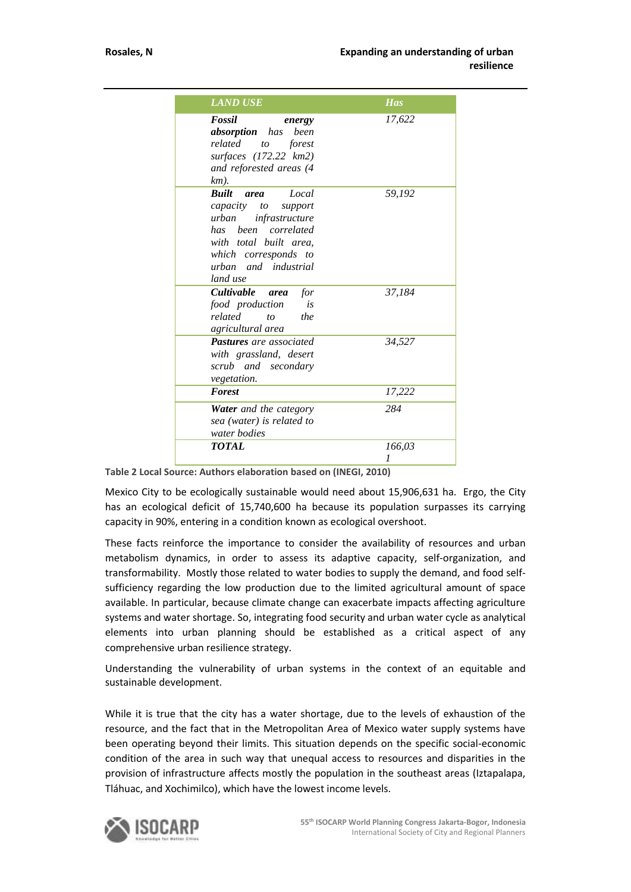| *LAND USE* | *Has* |
|---|---|
| ***Fossil energy absorption*** *has been related to forest surfaces (172.22 km2) and reforested areas (4 km).* | *17,622* |
| ***Built area*** *Local capacity to support urban infrastructure has been correlated with total built area, which corresponds to urban and industrial land use* | *59,192* |
| ***Cultivable area*** *for food production is related to the agricultural area* | *37,184* |
| ***Pastures*** *are associated with grassland, desert scrub and secondary vegetation.* | *34,527* |
| ***Forest*** | *17,222* |
| ***Water*** *and the category sea (water) is related to water bodies* | *284* |
| ***TOTAL*** | *166,031* |

**Table 2 Local Source: Authors elaboration based on (INEGI, 2010)**

Mexico City to be ecologically sustainable would need about 15,906,631 ha. Ergo, the City has an ecological deficit of 15,740,600 ha because its population surpasses its carrying capacity in 90%, entering in a condition known as ecological overshoot.

These facts reinforce the importance to consider the availability of resources and urban metabolism dynamics, in order to assess its adaptive capacity, self-organization, and transformability. Mostly those related to water bodies to supply the demand, and food self-sufficiency regarding the low production due to the limited agricultural amount of space available. In particular, because climate change can exacerbate impacts affecting agriculture systems and water shortage. So, integrating food security and urban water cycle as analytical elements into urban planning should be established as a critical aspect of any comprehensive urban resilience strategy.

Understanding the vulnerability of urban systems in the context of an equitable and sustainable development.

While it is true that the city has a water shortage, due to the levels of exhaustion of the resource, and the fact that in the Metropolitan Area of Mexico water supply systems have been operating beyond their limits. This situation depends on the specific social-economic condition of the area in such way that unequal access to resources and disparities in the provision of infrastructure affects mostly the population in the southeast areas (Iztapalapa, Tláhuac, and Xochimilco), which have the lowest income levels.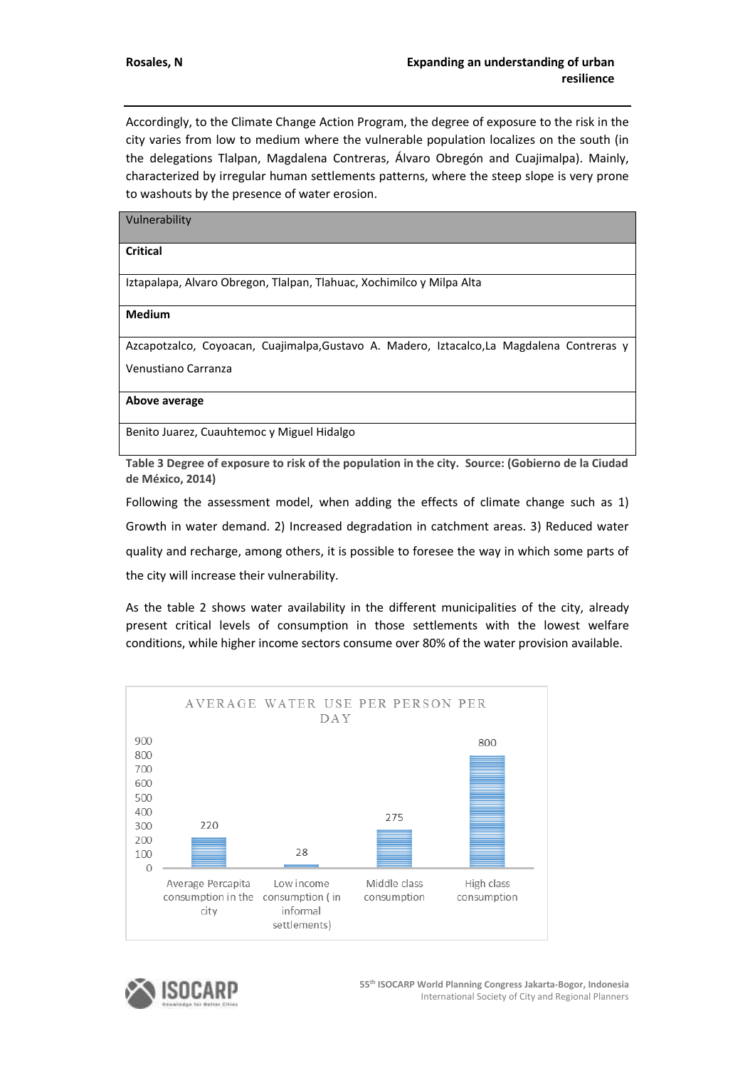Accordingly, to the Climate Change Action Program, the degree of exposure to the risk in the city varies from low to medium where the vulnerable population localizes on the south (in the delegations Tlalpan, Magdalena Contreras, Álvaro Obregón and Cuajimalpa). Mainly, characterized by irregular human settlements patterns, where the steep slope is very prone to washouts by the presence of water erosion.

| Vulnerability |
| --- |
| **Critical** |
| Iztapalapa, Alvaro Obregon, Tlalpan, Tlahuac, Xochimilco y Milpa Alta |
| **Medium** |
| Azcapotzalco, Coyoacan, Cuajimalpa,Gustavo A. Madero, Iztacalco,La Magdalena Contreras y Venustiano Carranza |
| **Above average** |
| Benito Juarez, Cuauhtemoc y Miguel Hidalgo |

**Table 3 Degree of exposure to risk of the population in the city. Source: (Gobierno de la Ciudad de México, 2014)**

Following the assessment model, when adding the effects of climate change such as 1) Growth in water demand. 2) Increased degradation in catchment areas. 3) Reduced water quality and recharge, among others, it is possible to foresee the way in which some parts of the city will increase their vulnerability.

As the table 2 shows water availability in the different municipalities of the city, already present critical levels of consumption in those settlements with the lowest welfare conditions, while higher income sectors consume over 80% of the water provision available.

AVERAGE WATER USE PER PERSON PER DAY

| Category | Value |
| --- | --- |
| Average Percapita consumption in the city | 220 |
| Low income consumption ( in informal settlements) | 28 |
| Middle class consumption | 275 |
| High class consumption | 800 |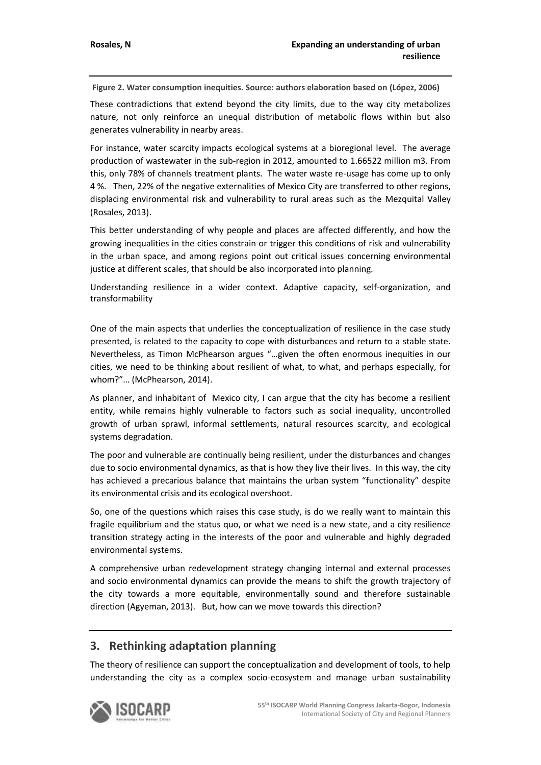**Figure 2. Water consumption inequities. Source: authors elaboration based on (López, 2006)**

These contradictions that extend beyond the city limits, due to the way city metabolizes nature, not only reinforce an unequal distribution of metabolic flows within but also generates vulnerability in nearby areas.

For instance, water scarcity impacts ecological systems at a bioregional level. The average production of wastewater in the sub-region in 2012, amounted to 1.66522 million m3. From this, only 78% of channels treatment plants. The water waste re-usage has come up to only 4 %. Then, 22% of the negative externalities of Mexico City are transferred to other regions, displacing environmental risk and vulnerability to rural areas such as the Mezquital Valley (Rosales, 2013).

This better understanding of why people and places are affected differently, and how the growing inequalities in the cities constrain or trigger this conditions of risk and vulnerability in the urban space, and among regions point out critical issues concerning environmental justice at different scales, that should be also incorporated into planning.

Understanding resilience in a wider context. Adaptive capacity, self-organization, and transformability

One of the main aspects that underlies the conceptualization of resilience in the case study presented, is related to the capacity to cope with disturbances and return to a stable state. Nevertheless, as Timon McPhearson argues "…given the often enormous inequities in our cities, we need to be thinking about resilient of what, to what, and perhaps especially, for whom?"… (McPhearson, 2014).

As planner, and inhabitant of Mexico city, I can argue that the city has become a resilient entity, while remains highly vulnerable to factors such as social inequality, uncontrolled growth of urban sprawl, informal settlements, natural resources scarcity, and ecological systems degradation.

The poor and vulnerable are continually being resilient, under the disturbances and changes due to socio environmental dynamics, as that is how they live their lives. In this way, the city has achieved a precarious balance that maintains the urban system "functionality" despite its environmental crisis and its ecological overshoot.

So, one of the questions which raises this case study, is do we really want to maintain this fragile equilibrium and the status quo, or what we need is a new state, and a city resilience transition strategy acting in the interests of the poor and vulnerable and highly degraded environmental systems.

A comprehensive urban redevelopment strategy changing internal and external processes and socio environmental dynamics can provide the means to shift the growth trajectory of the city towards a more equitable, environmentally sound and therefore sustainable direction (Agyeman, 2013). But, how can we move towards this direction?

## 3. Rethinking adaptation planning

The theory of resilience can support the conceptualization and development of tools, to help understanding the city as a complex socio-ecosystem and manage urban sustainability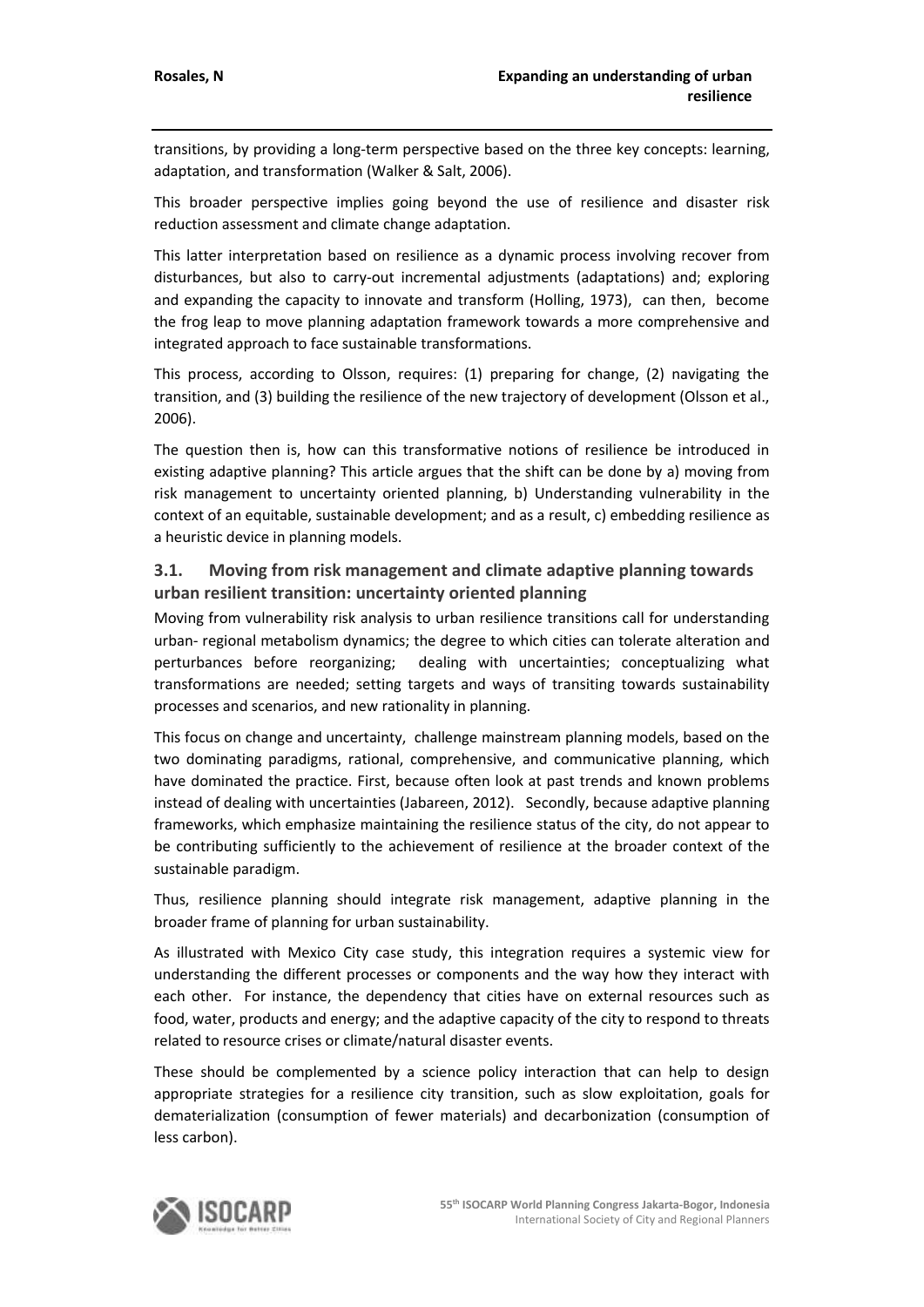transitions, by providing a long-term perspective based on the three key concepts: learning, adaptation, and transformation (Walker & Salt, 2006).

This broader perspective implies going beyond the use of resilience and disaster risk reduction assessment and climate change adaptation.

This latter interpretation based on resilience as a dynamic process involving recover from disturbances, but also to carry-out incremental adjustments (adaptations) and; exploring and expanding the capacity to innovate and transform (Holling, 1973), can then, become the frog leap to move planning adaptation framework towards a more comprehensive and integrated approach to face sustainable transformations.

This process, according to Olsson, requires: (1) preparing for change, (2) navigating the transition, and (3) building the resilience of the new trajectory of development (Olsson et al., 2006).

The question then is, how can this transformative notions of resilience be introduced in existing adaptive planning? This article argues that the shift can be done by a) moving from risk management to uncertainty oriented planning, b) Understanding vulnerability in the context of an equitable, sustainable development; and as a result, c) embedding resilience as a heuristic device in planning models.

### 3.1. Moving from risk management and climate adaptive planning towards urban resilient transition: uncertainty oriented planning

Moving from vulnerability risk analysis to urban resilience transitions call for understanding urban- regional metabolism dynamics; the degree to which cities can tolerate alteration and perturbances before reorganizing; dealing with uncertainties; conceptualizing what transformations are needed; setting targets and ways of transiting towards sustainability processes and scenarios, and new rationality in planning.

This focus on change and uncertainty, challenge mainstream planning models, based on the two dominating paradigms, rational, comprehensive, and communicative planning, which have dominated the practice. First, because often look at past trends and known problems instead of dealing with uncertainties (Jabareen, 2012). Secondly, because adaptive planning frameworks, which emphasize maintaining the resilience status of the city, do not appear to be contributing sufficiently to the achievement of resilience at the broader context of the sustainable paradigm.

Thus, resilience planning should integrate risk management, adaptive planning in the broader frame of planning for urban sustainability.

As illustrated with Mexico City case study, this integration requires a systemic view for understanding the different processes or components and the way how they interact with each other. For instance, the dependency that cities have on external resources such as food, water, products and energy; and the adaptive capacity of the city to respond to threats related to resource crises or climate/natural disaster events.

These should be complemented by a science policy interaction that can help to design appropriate strategies for a resilience city transition, such as slow exploitation, goals for dematerialization (consumption of fewer materials) and decarbonization (consumption of less carbon).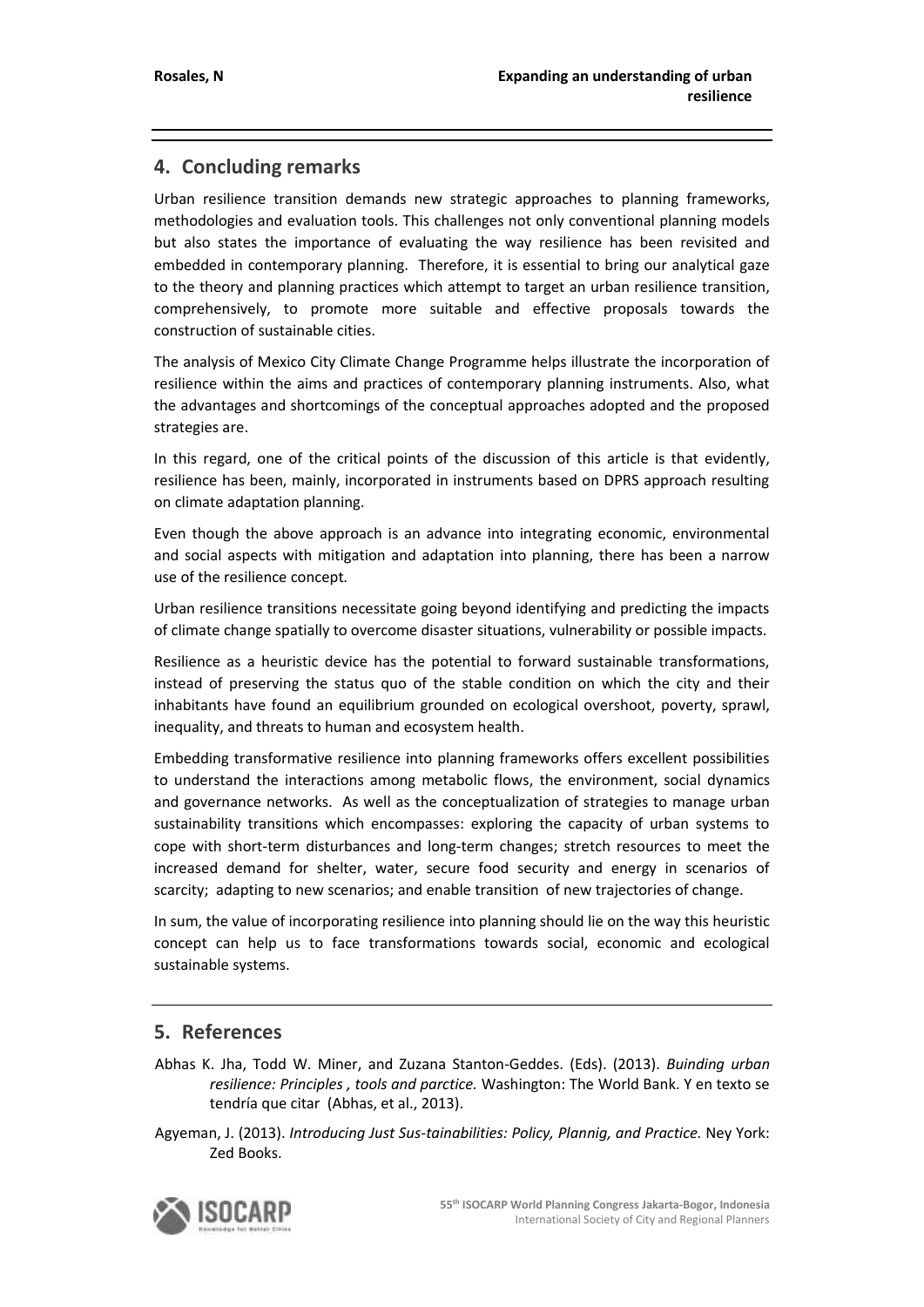## 4. Concluding remarks

Urban resilience transition demands new strategic approaches to planning frameworks, methodologies and evaluation tools. This challenges not only conventional planning models but also states the importance of evaluating the way resilience has been revisited and embedded in contemporary planning. Therefore, it is essential to bring our analytical gaze to the theory and planning practices which attempt to target an urban resilience transition, comprehensively, to promote more suitable and effective proposals towards the construction of sustainable cities.

The analysis of Mexico City Climate Change Programme helps illustrate the incorporation of resilience within the aims and practices of contemporary planning instruments. Also, what the advantages and shortcomings of the conceptual approaches adopted and the proposed strategies are.

In this regard, one of the critical points of the discussion of this article is that evidently, resilience has been, mainly, incorporated in instruments based on DPRS approach resulting on climate adaptation planning.

Even though the above approach is an advance into integrating economic, environmental and social aspects with mitigation and adaptation into planning, there has been a narrow use of the resilience concept.

Urban resilience transitions necessitate going beyond identifying and predicting the impacts of climate change spatially to overcome disaster situations, vulnerability or possible impacts.

Resilience as a heuristic device has the potential to forward sustainable transformations, instead of preserving the status quo of the stable condition on which the city and their inhabitants have found an equilibrium grounded on ecological overshoot, poverty, sprawl, inequality, and threats to human and ecosystem health.

Embedding transformative resilience into planning frameworks offers excellent possibilities to understand the interactions among metabolic flows, the environment, social dynamics and governance networks. As well as the conceptualization of strategies to manage urban sustainability transitions which encompasses: exploring the capacity of urban systems to cope with short-term disturbances and long-term changes; stretch resources to meet the increased demand for shelter, water, secure food security and energy in scenarios of scarcity; adapting to new scenarios; and enable transition of new trajectories of change.

In sum, the value of incorporating resilience into planning should lie on the way this heuristic concept can help us to face transformations towards social, economic and ecological sustainable systems.

## 5. References

Abhas K. Jha, Todd W. Miner, and Zuzana Stanton-Geddes. (Eds). (2013). *Buinding urban resilience: Principles , tools and parctice.* Washington: The World Bank. Y en texto se tendría que citar (Abhas, et al., 2013).

Agyeman, J. (2013). *Introducing Just Sus-tainabilities: Policy, Plannig, and Practice.* Ney York: Zed Books.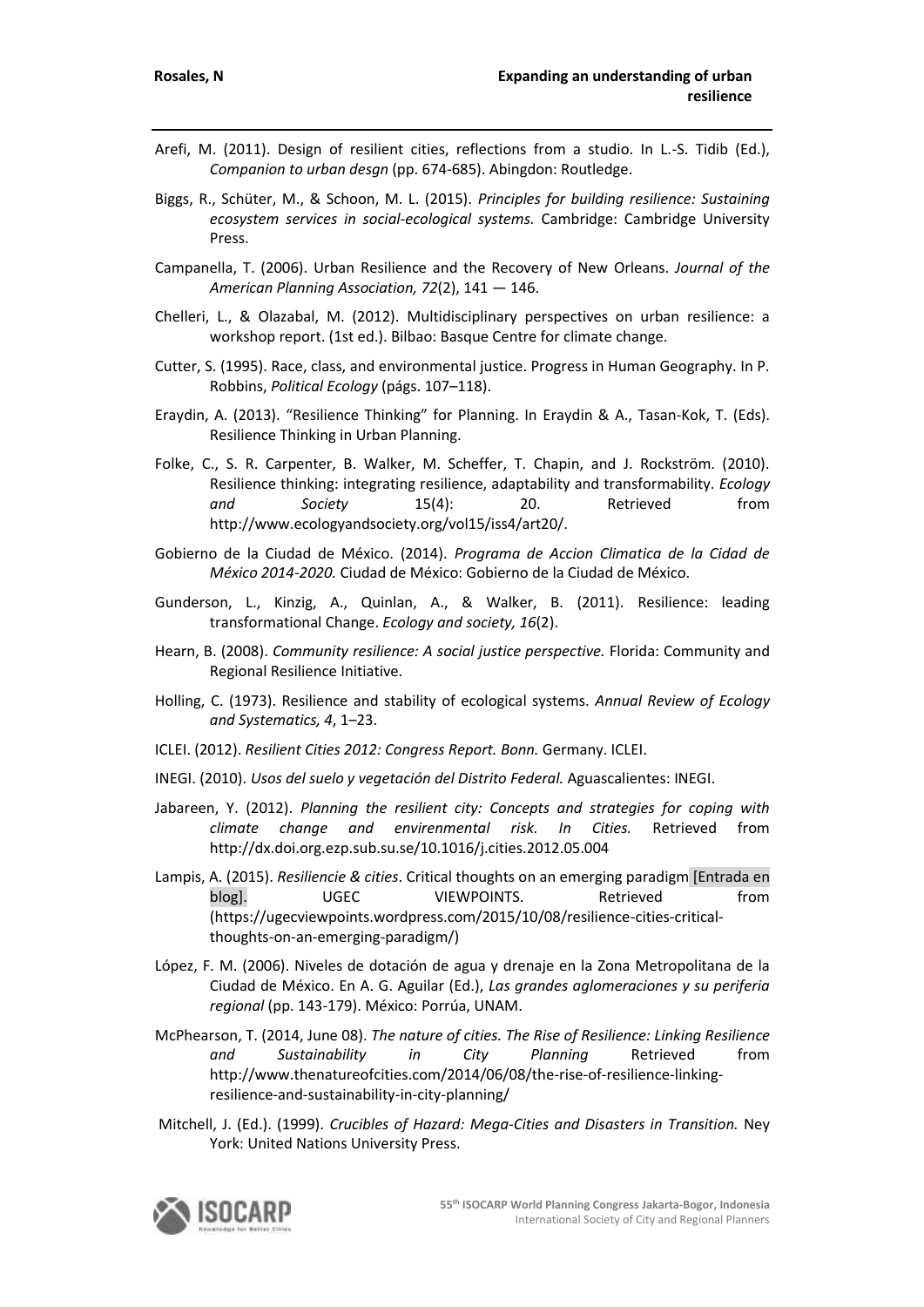Arefi, M. (2011). Design of resilient cities, reflections from a studio. In L.-S. Tidib (Ed.), *Companion to urban desgn* (pp. 674-685). Abingdon: Routledge.

Biggs, R., Schüter, M., & Schoon, M. L. (2015). *Principles for building resilience: Sustaining ecosystem services in social-ecological systems.* Cambridge: Cambridge University Press.

Campanella, T. (2006). Urban Resilience and the Recovery of New Orleans. *Journal of the American Planning Association, 72*(2), 141 — 146.

Chelleri, L., & Olazabal, M. (2012). Multidisciplinary perspectives on urban resilience: a workshop report. (1st ed.). Bilbao: Basque Centre for climate change.

Cutter, S. (1995). Race, class, and environmental justice. Progress in Human Geography. In P. Robbins, *Political Ecology* (págs. 107–118).

Eraydin, A. (2013). "Resilience Thinking" for Planning. In Eraydin & A., Tasan-Kok, T. (Eds). Resilience Thinking in Urban Planning.

Folke, C., S. R. Carpenter, B. Walker, M. Scheffer, T. Chapin, and J. Rockström. (2010). Resilience thinking: integrating resilience, adaptability and transformability. *Ecology and Society* 15(4): 20. Retrieved from http://www.ecologyandsociety.org/vol15/iss4/art20/.

Gobierno de la Ciudad de México. (2014). *Programa de Accion Climatica de la Cidad de México 2014-2020.* Ciudad de México: Gobierno de la Ciudad de México.

Gunderson, L., Kinzig, A., Quinlan, A., & Walker, B. (2011). Resilience: leading transformational Change. *Ecology and society, 16*(2).

Hearn, B. (2008). *Community resilience: A social justice perspective.* Florida: Community and Regional Resilience Initiative.

Holling, C. (1973). Resilience and stability of ecological systems. *Annual Review of Ecology and Systematics, 4*, 1–23.

ICLEI. (2012). *Resilient Cities 2012: Congress Report. Bonn.* Germany. ICLEI.

INEGI. (2010). *Usos del suelo y vegetación del Distrito Federal.* Aguascalientes: INEGI.

Jabareen, Y. (2012). *Planning the resilient city: Concepts and strategies for coping with climate change and envirenmental risk. In Cities.* Retrieved from http://dx.doi.org.ezp.sub.su.se/10.1016/j.cities.2012.05.004

Lampis, A. (2015). *Resiliencie & cities*. Critical thoughts on an emerging paradigm [Entrada en blog]. UGEC VIEWPOINTS. Retrieved from (https://ugecviewpoints.wordpress.com/2015/10/08/resilience-cities-critical-thoughts-on-an-emerging-paradigm/)

López, F. M. (2006). Niveles de dotación de agua y drenaje en la Zona Metropolitana de la Ciudad de México. En A. G. Aguilar (Ed.), *Las grandes aglomeraciones y su periferia regional* (pp. 143-179). México: Porrúa, UNAM.

McPhearson, T. (2014, June 08). *The nature of cities. The Rise of Resilience: Linking Resilience and Sustainability in City Planning* Retrieved from http://www.thenatureofcities.com/2014/06/08/the-rise-of-resilience-linking-resilience-and-sustainability-in-city-planning/

Mitchell, J. (Ed.). (1999). *Crucibles of Hazard: Mega-Cities and Disasters in Transition.* Ney York: United Nations University Press.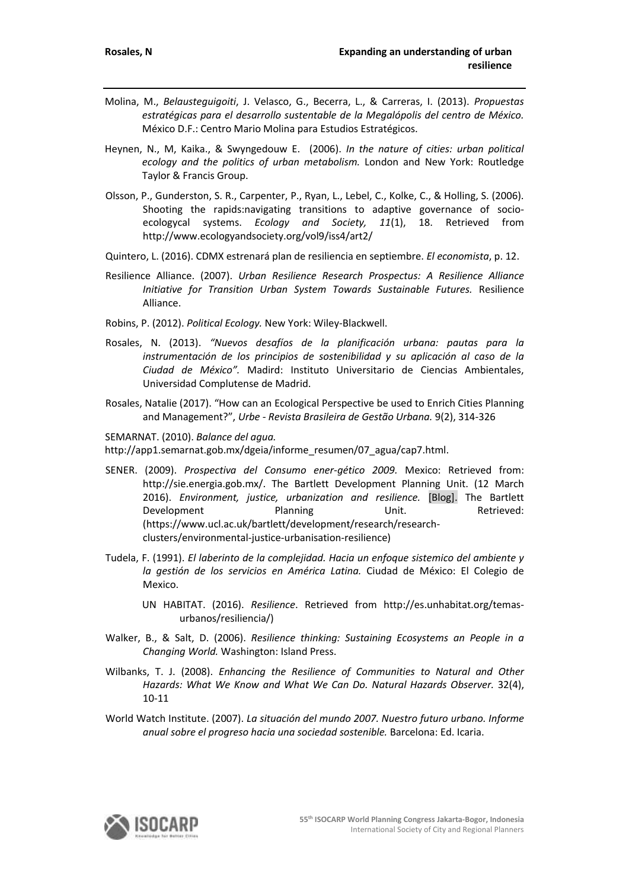Molina, M., *Belausteguigoiti*, J. Velasco, G., Becerra, L., & Carreras, I. (2013). *Propuestas estratégicas para el desarrollo sustentable de la Megalópolis del centro de México.* México D.F.: Centro Mario Molina para Estudios Estratégicos.

Heynen, N., M, Kaika., & Swyngedouw E. (2006). *In the nature of cities: urban political ecology and the politics of urban metabolism.* London and New York: Routledge Taylor & Francis Group.

Olsson, P., Gunderston, S. R., Carpenter, P., Ryan, L., Lebel, C., Kolke, C., & Holling, S. (2006). Shooting the rapids:navigating transitions to adaptive governance of socio-ecologycal systems. *Ecology and Society, 11*(1), 18. Retrieved from http://www.ecologyandsociety.org/vol9/iss4/art2/

Quintero, L. (2016). CDMX estrenará plan de resiliencia en septiembre. *El economista*, p. 12.

Resilience Alliance. (2007). *Urban Resilience Research Prospectus: A Resilience Alliance Initiative for Transition Urban System Towards Sustainable Futures.* Resilience Alliance.

Robins, P. (2012). *Political Ecology.* New York: Wiley-Blackwell.

Rosales, N. (2013). *"Nuevos desafíos de la planificación urbana: pautas para la instrumentación de los principios de sostenibilidad y su aplicación al caso de la Ciudad de México".* Madird: Instituto Universitario de Ciencias Ambientales, Universidad Complutense de Madrid.

Rosales, Natalie (2017). "How can an Ecological Perspective be used to Enrich Cities Planning and Management?", *Urbe - Revista Brasileira de Gestão Urbana.* 9(2), 314-326

SEMARNAT. (2010). *Balance del agua.* http://app1.semarnat.gob.mx/dgeia/informe_resumen/07_agua/cap7.html.

SENER. (2009). *Prospectiva del Consumo ener-gético 2009.* Mexico: Retrieved from: http://sie.energia.gob.mx/. The Bartlett Development Planning Unit. (12 March 2016). *Environment, justice, urbanization and resilience.* [Blog]. The Bartlett Development Planning Unit. Retrieved: (https://www.ucl.ac.uk/bartlett/development/research/research-clusters/environmental-justice-urbanisation-resilience)

Tudela, F. (1991). *El laberinto de la complejidad. Hacia un enfoque sistemico del ambiente y la gestión de los servicios en América Latina.* Ciudad de México: El Colegio de Mexico.

UN HABITAT. (2016). *Resilience*. Retrieved from http://es.unhabitat.org/temas-urbanos/resiliencia/)

Walker, B., & Salt, D. (2006). *Resilience thinking: Sustaining Ecosystems an People in a Changing World.* Washington: Island Press.

Wilbanks, T. J. (2008). *Enhancing the Resilience of Communities to Natural and Other Hazards: What We Know and What We Can Do. Natural Hazards Observer.* 32(4), 10-11

World Watch Institute. (2007). *La situación del mundo 2007. Nuestro futuro urbano. Informe anual sobre el progreso hacia una sociedad sostenible.* Barcelona: Ed. Icaria.